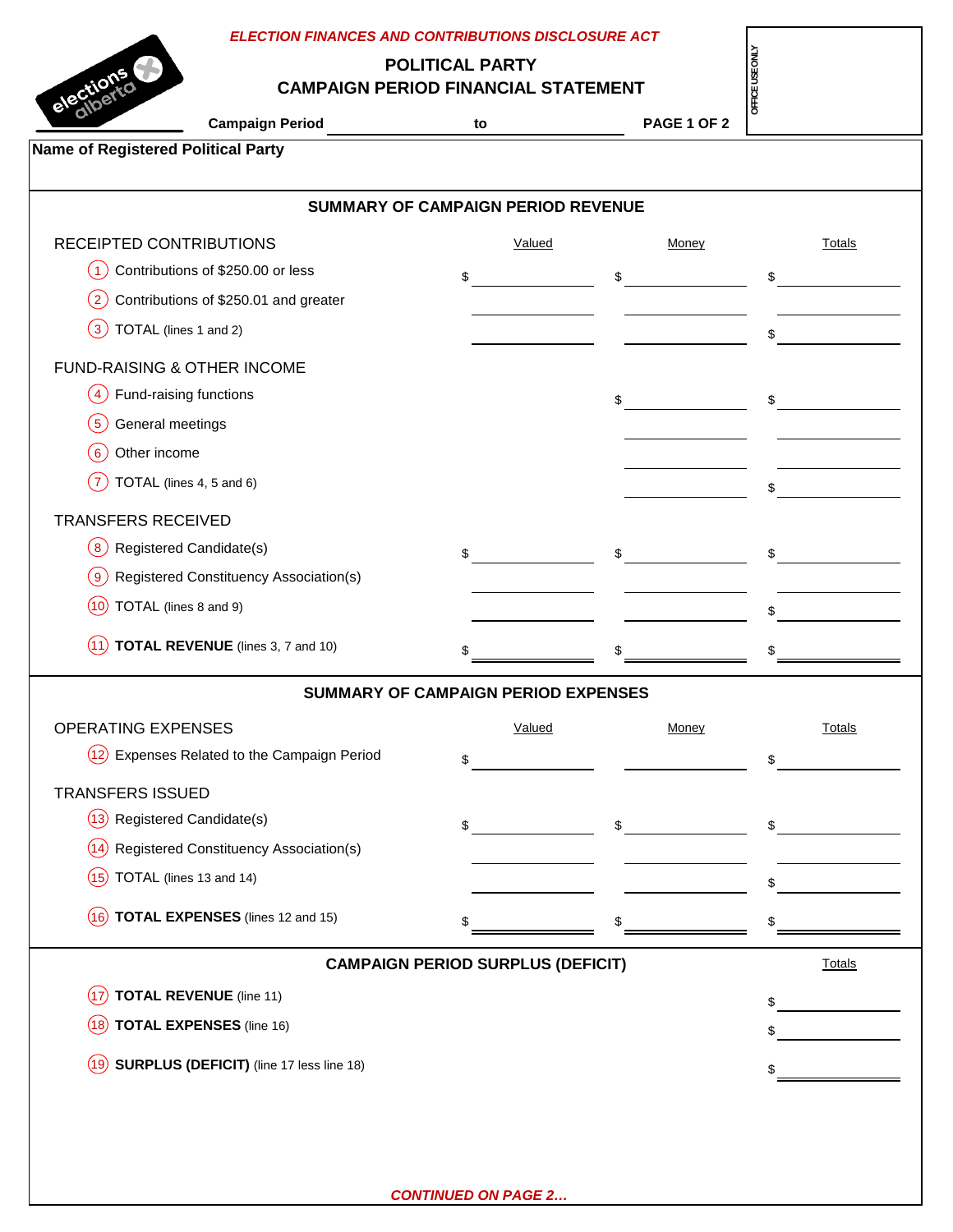*ELECTION FINANCES AND CONTRIBUTIONS DISCLOSURE ACT*

# POLITICAL PARTY
# CAMPAIGN PERIOD FINANCIAL STATEMENT

**Campaign Period** ____________ to ____________ **PAGE 1 OF 2**

OFFICE USE ONLY

**Name of Registered Political Party**

## SUMMARY OF CAMPAIGN PERIOD REVENUE

| | Valued | Money | Totals |
|---|---|---|---|
| **RECEIPTED CONTRIBUTIONS** | | | |
| (1) Contributions of $250.00 or less | $ | $ | $ |
| (2) Contributions of $250.01 and greater | | | |
| (3) TOTAL (lines 1 and 2) | | | $ |
| **FUND-RAISING & OTHER INCOME** | | | |
| (4) Fund-raising functions | | $ | $ |
| (5) General meetings | | | |
| (6) Other income | | | |
| (7) TOTAL (lines 4, 5 and 6) | | | $ |
| **TRANSFERS RECEIVED** | | | |
| (8) Registered Candidate(s) | $ | $ | $ |
| (9) Registered Constituency Association(s) | | | |
| (10) TOTAL (lines 8 and 9) | | | $ |
| (11) **TOTAL REVENUE** (lines 3, 7 and 10) | $ | $ | $ |

## SUMMARY OF CAMPAIGN PERIOD EXPENSES

| | Valued | Money | Totals |
|---|---|---|---|
| **OPERATING EXPENSES** | | | |
| (12) Expenses Related to the Campaign Period | $ | | $ |
| **TRANSFERS ISSUED** | | | |
| (13) Registered Candidate(s) | $ | $ | $ |
| (14) Registered Constituency Association(s) | | | |
| (15) TOTAL (lines 13 and 14) | | | $ |
| (16) **TOTAL EXPENSES** (lines 12 and 15) | $ | $ | $ |

## CAMPAIGN PERIOD SURPLUS (DEFICIT)

| | Totals |
|---|---|
| (17) **TOTAL REVENUE** (line 11) | $ |
| (18) **TOTAL EXPENSES** (line 16) | $ |
| (19) **SURPLUS (DEFICIT)** (line 17 less line 18) | $ |

*CONTINUED ON PAGE 2…*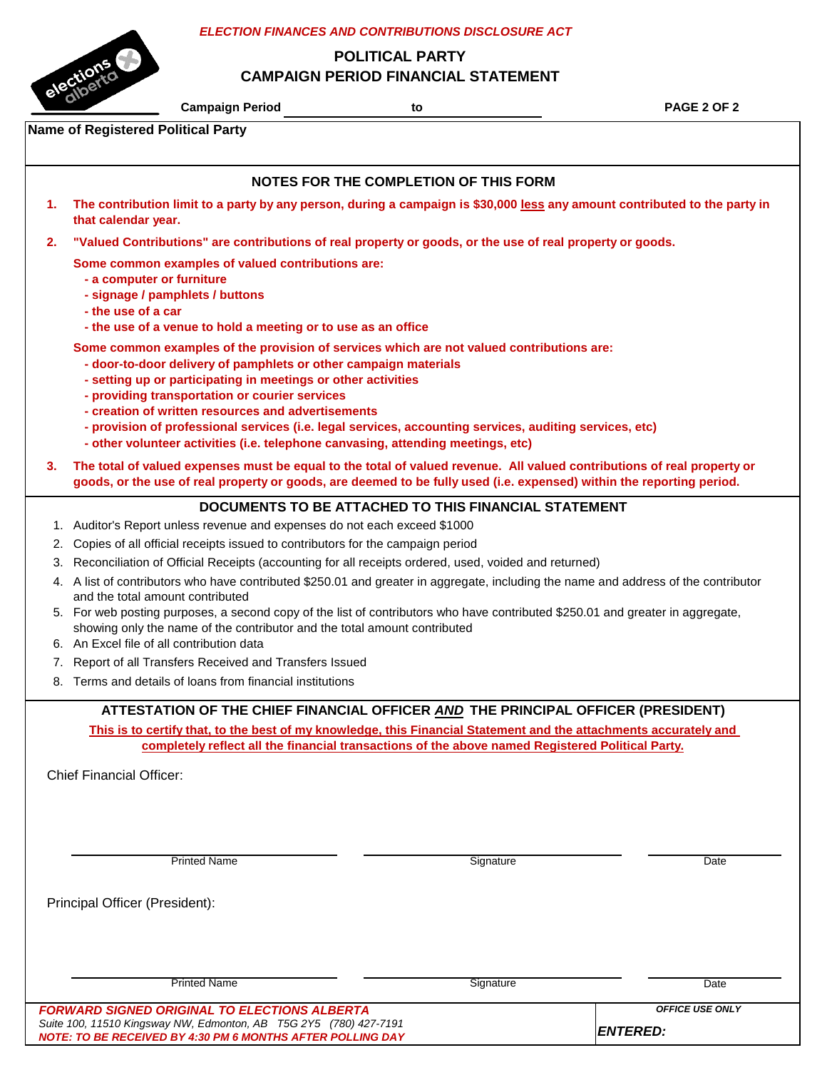*ELECTION FINANCES AND CONTRIBUTIONS DISCLOSURE ACT*

# POLITICAL PARTY CAMPAIGN PERIOD FINANCIAL STATEMENT

**Campaign Period** ______________ to ______________

**Name of Registered Political Party**

## NOTES FOR THE COMPLETION OF THIS FORM

1. **The contribution limit to a party by any person, during a campaign is $30,000 less any amount contributed to the party in that calendar year.**
2. **"Valued Contributions" are contributions of real property or goods, or the use of real property or goods.**

   **Some common examples of valued contributions are:**
   - **a computer or furniture**
   - **signage / pamphlets / buttons**
   - **the use of a car**
   - **the use of a venue to hold a meeting or to use as an office**

   **Some common examples of the provision of services which are not valued contributions are:**
   - **door-to-door delivery of pamphlets or other campaign materials**
   - **setting up or participating in meetings or other activities**
   - **providing transportation or courier services**
   - **creation of written resources and advertisements**
   - **provision of professional services (i.e. legal services, accounting services, auditing services, etc)**
   - **other volunteer activities (i.e. telephone canvasing, attending meetings, etc)**
3. **The total of valued expenses must be equal to the total of valued revenue. All valued contributions of real property or goods, or the use of real property or goods, are deemed to be fully used (i.e. expensed) within the reporting period.**

## DOCUMENTS TO BE ATTACHED TO THIS FINANCIAL STATEMENT

1. Auditor's Report unless revenue and expenses do not each exceed $1000
2. Copies of all official receipts issued to contributors for the campaign period
3. Reconciliation of Official Receipts (accounting for all receipts ordered, used, voided and returned)
4. A list of contributors who have contributed $250.01 and greater in aggregate, including the name and address of the contributor and the total amount contributed
5. For web posting purposes, a second copy of the list of contributors who have contributed $250.01 and greater in aggregate, showing only the name of the contributor and the total amount contributed
6. An Excel file of all contribution data
7. Report of all Transfers Received and Transfers Issued
8. Terms and details of loans from financial institutions

## ATTESTATION OF THE CHIEF FINANCIAL OFFICER *AND* THE PRINCIPAL OFFICER (PRESIDENT)

**This is to certify that, to the best of my knowledge, this Financial Statement and the attachments accurately and completely reflect all the financial transactions of the above named Registered Political Party.**

Chief Financial Officer:

| Printed Name | Signature | Date |
|---|---|---|
| | | |

Principal Officer (President):

| Printed Name | Signature | Date |
|---|---|---|
| | | |

***FORWARD SIGNED ORIGINAL TO ELECTIONS ALBERTA***
*Suite 100, 11510 Kingsway NW, Edmonton, AB T5G 2Y5 (780) 427-7191*
***NOTE: TO BE RECEIVED BY 4:30 PM 6 MONTHS AFTER POLLING DAY***

***OFFICE USE ONLY***
***ENTERED:***